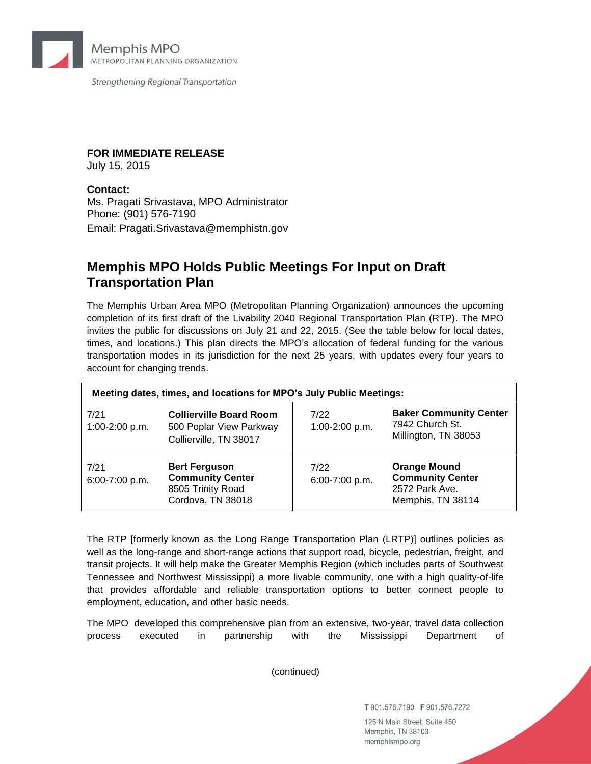Memphis MPO
METROPOLITAN PLANNING ORGANIZATION

*Strengthening Regional Transportation*

**FOR IMMEDIATE RELEASE**
July 15, 2015

**Contact:**
Ms. Pragati Srivastava, MPO Administrator
Phone: (901) 576-7190
Email: Pragati.Srivastava@memphistn.gov

## Memphis MPO Holds Public Meetings For Input on Draft Transportation Plan

The Memphis Urban Area MPO (Metropolitan Planning Organization) announces the upcoming completion of its first draft of the Livability 2040 Regional Transportation Plan (RTP). The MPO invites the public for discussions on July 21 and 22, 2015. (See the table below for local dates, times, and locations.) This plan directs the MPO's allocation of federal funding for the various transportation modes in its jurisdiction for the next 25 years, with updates every four years to account for changing trends.

| **Meeting dates, times, and locations for MPO's July Public Meetings:** | | | |
|---|---|---|---|
| 7/21<br>1:00-2:00 p.m. | **Collierville Board Room**<br>500 Poplar View Parkway<br>Collierville, TN 38017 | 7/22<br>1:00-2:00 p.m. | **Baker Community Center**<br>7942 Church St.<br>Millington, TN 38053 |
| 7/21<br>6:00-7:00 p.m. | **Bert Ferguson Community Center**<br>8505 Trinity Road<br>Cordova, TN 38018 | 7/22<br>6:00-7:00 p.m. | **Orange Mound Community Center**<br>2572 Park Ave.<br>Memphis, TN 38114 |

The RTP [formerly known as the Long Range Transportation Plan (LRTP)] outlines policies as well as the long-range and short-range actions that support road, bicycle, pedestrian, freight, and transit projects. It will help make the Greater Memphis Region (which includes parts of Southwest Tennessee and Northwest Mississippi) a more livable community, one with a high quality-of-life that provides affordable and reliable transportation options to better connect people to employment, education, and other basic needs.

The MPO developed this comprehensive plan from an extensive, two-year, travel data collection process executed in partnership with the Mississippi Department of

(continued)

T 901.576.7190 F 901.576.7272
125 N Main Street, Suite 450
Memphis, TN 38103
memphismpo.org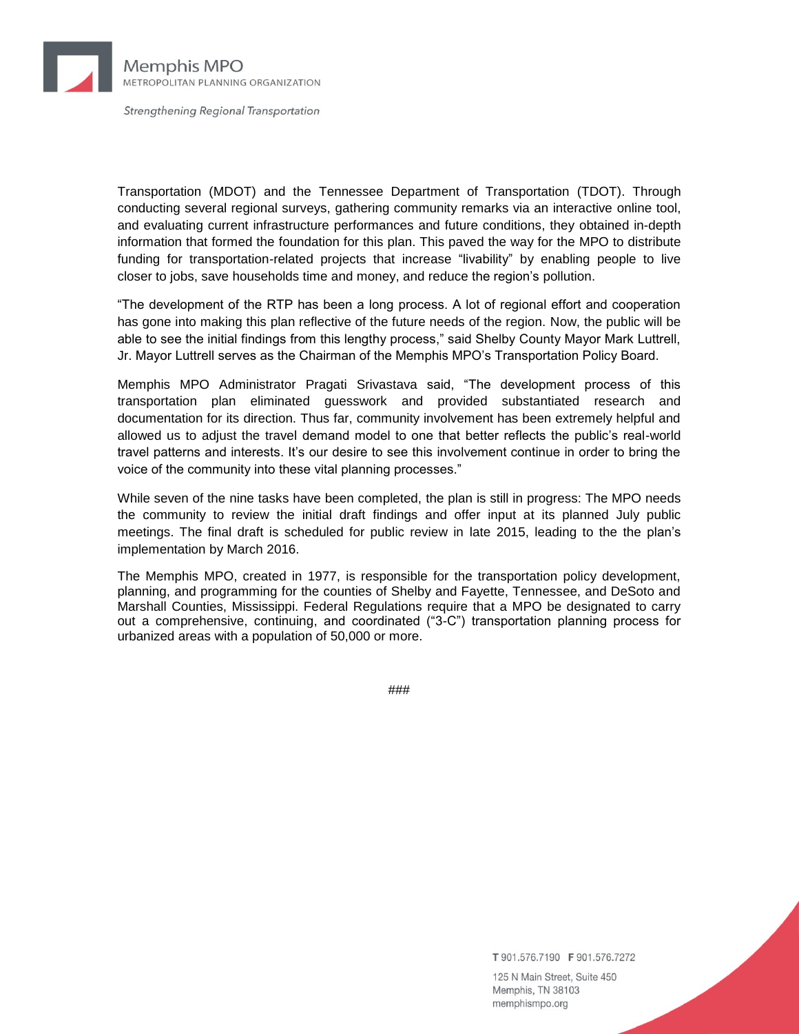Transportation (MDOT) and the Tennessee Department of Transportation (TDOT). Through conducting several regional surveys, gathering community remarks via an interactive online tool, and evaluating current infrastructure performances and future conditions, they obtained in-depth information that formed the foundation for this plan. This paved the way for the MPO to distribute funding for transportation-related projects that increase "livability" by enabling people to live closer to jobs, save households time and money, and reduce the region's pollution.

"The development of the RTP has been a long process. A lot of regional effort and cooperation has gone into making this plan reflective of the future needs of the region. Now, the public will be able to see the initial findings from this lengthy process," said Shelby County Mayor Mark Luttrell, Jr. Mayor Luttrell serves as the Chairman of the Memphis MPO's Transportation Policy Board.

Memphis MPO Administrator Pragati Srivastava said, "The development process of this transportation plan eliminated guesswork and provided substantiated research and documentation for its direction. Thus far, community involvement has been extremely helpful and allowed us to adjust the travel demand model to one that better reflects the public's real-world travel patterns and interests. It's our desire to see this involvement continue in order to bring the voice of the community into these vital planning processes."

While seven of the nine tasks have been completed, the plan is still in progress: The MPO needs the community to review the initial draft findings and offer input at its planned July public meetings. The final draft is scheduled for public review in late 2015, leading to the the plan's implementation by March 2016.

The Memphis MPO, created in 1977, is responsible for the transportation policy development, planning, and programming for the counties of Shelby and Fayette, Tennessee, and DeSoto and Marshall Counties, Mississippi. Federal Regulations require that a MPO be designated to carry out a comprehensive, continuing, and coordinated ("3-C") transportation planning process for urbanized areas with a population of 50,000 or more.

###